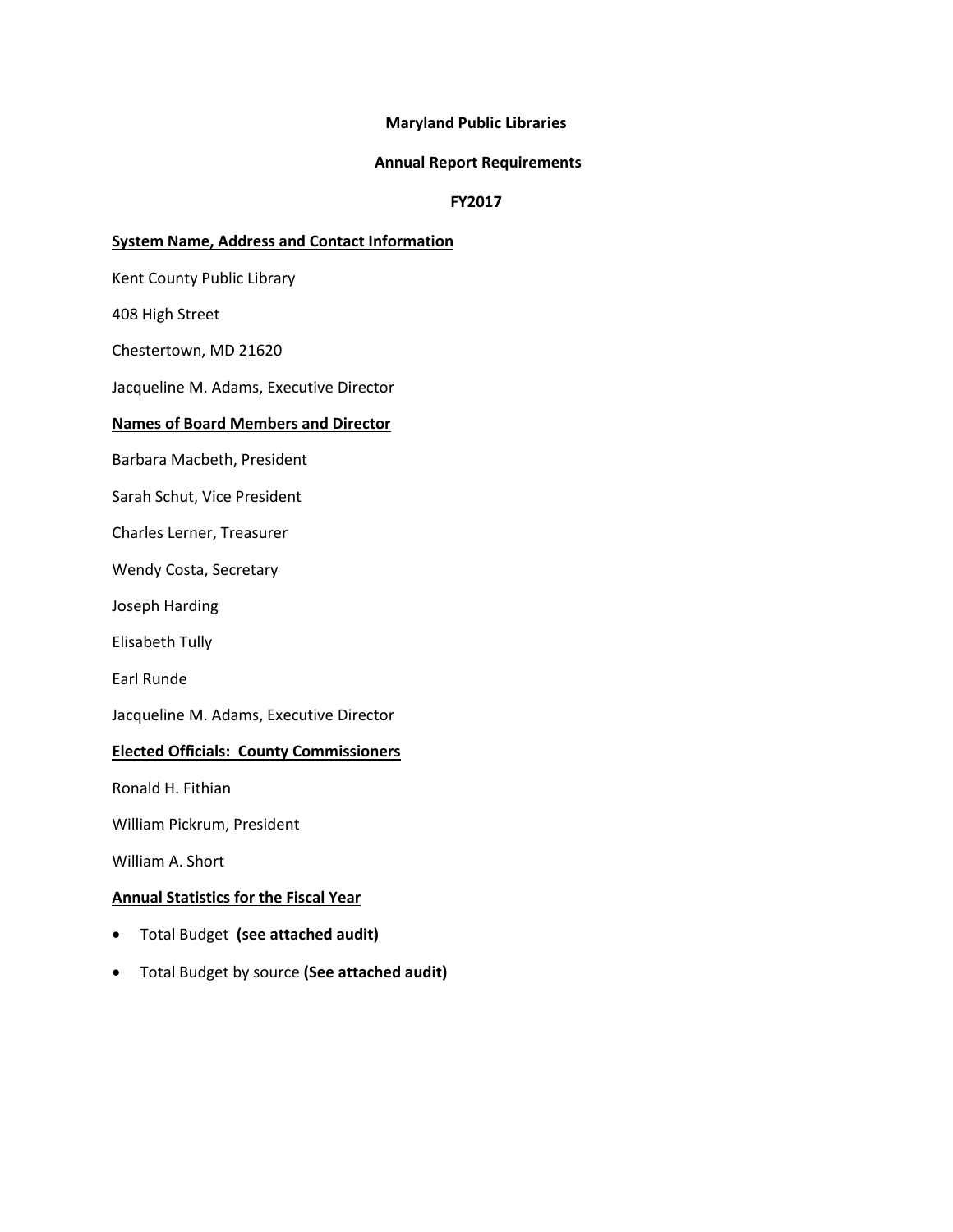**Maryland Public Libraries**

**Annual Report Requirements**

**FY2017**

**System Name, Address and Contact Information**

Kent County Public Library

408 High Street

Chestertown, MD 21620

Jacqueline M. Adams, Executive Director

**Names of Board Members and Director**

Barbara Macbeth, President

Sarah Schut, Vice President

Charles Lerner, Treasurer

Wendy Costa, Secretary

Joseph Harding

Elisabeth Tully

Earl Runde

Jacqueline M. Adams, Executive Director

**Elected Officials: County Commissioners**

Ronald H. Fithian

William Pickrum, President

William A. Short

**Annual Statistics for the Fiscal Year**

- Total Budget **(see attached audit)**
- Total Budget by source **(See attached audit)**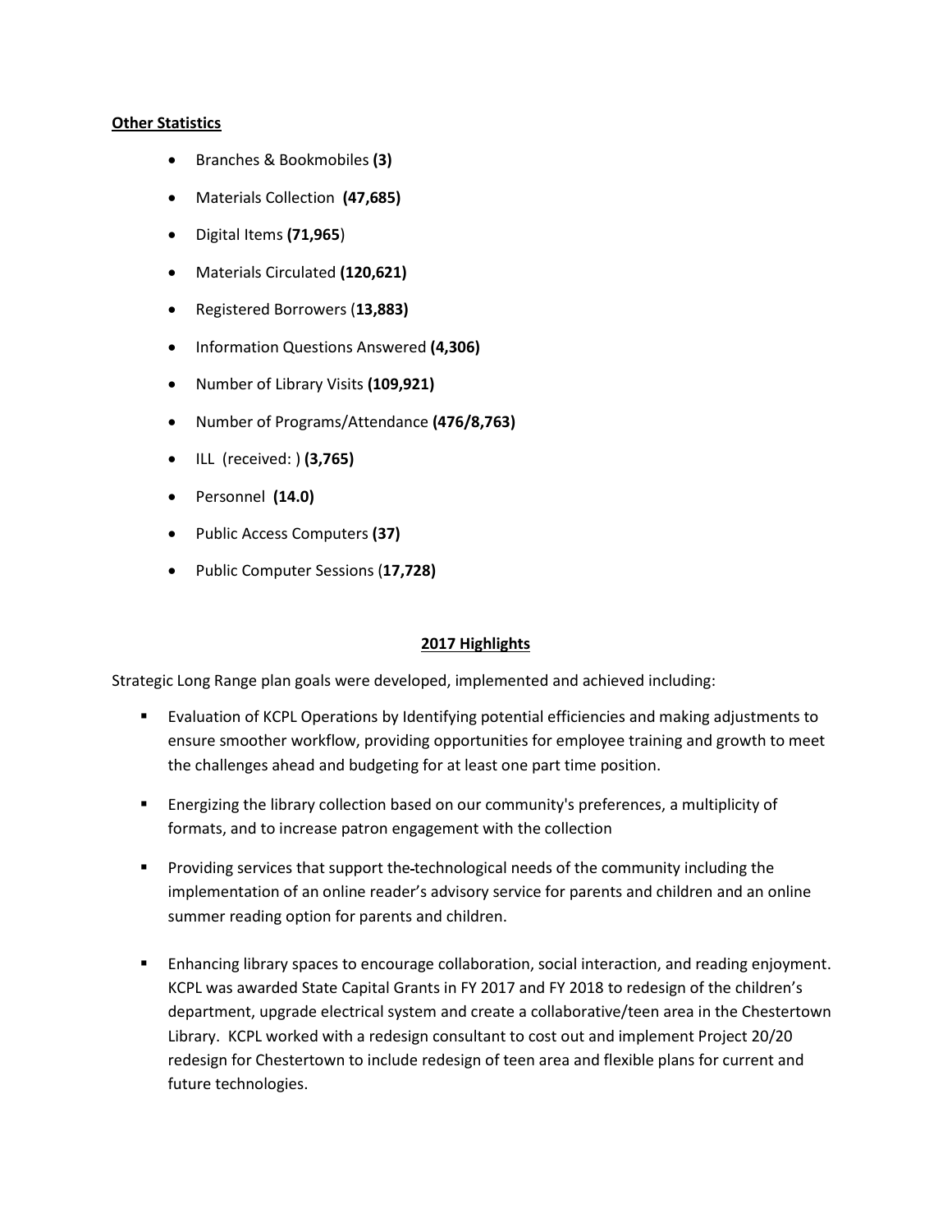**Other Statistics**

- Branches & Bookmobiles **(3)**
- Materials Collection **(47,685)**
- Digital Items **(71,965**)
- Materials Circulated **(120,621)**
- Registered Borrowers (**13,883)**
- Information Questions Answered **(4,306)**
- Number of Library Visits **(109,921)**
- Number of Programs/Attendance **(476/8,763)**
- ILL (received: ) **(3,765)**
- Personnel **(14.0)**
- Public Access Computers **(37)**
- Public Computer Sessions (**17,728)**

**2017 Highlights**

Strategic Long Range plan goals were developed, implemented and achieved including:

- Evaluation of KCPL Operations by Identifying potential efficiencies and making adjustments to ensure smoother workflow, providing opportunities for employee training and growth to meet the challenges ahead and budgeting for at least one part time position.
- Energizing the library collection based on our community's preferences, a multiplicity of formats, and to increase patron engagement with the collection
- Providing services that support the-technological needs of the community including the implementation of an online reader's advisory service for parents and children and an online summer reading option for parents and children.
- Enhancing library spaces to encourage collaboration, social interaction, and reading enjoyment. KCPL was awarded State Capital Grants in FY 2017 and FY 2018 to redesign of the children's department, upgrade electrical system and create a collaborative/teen area in the Chestertown Library. KCPL worked with a redesign consultant to cost out and implement Project 20/20 redesign for Chestertown to include redesign of teen area and flexible plans for current and future technologies.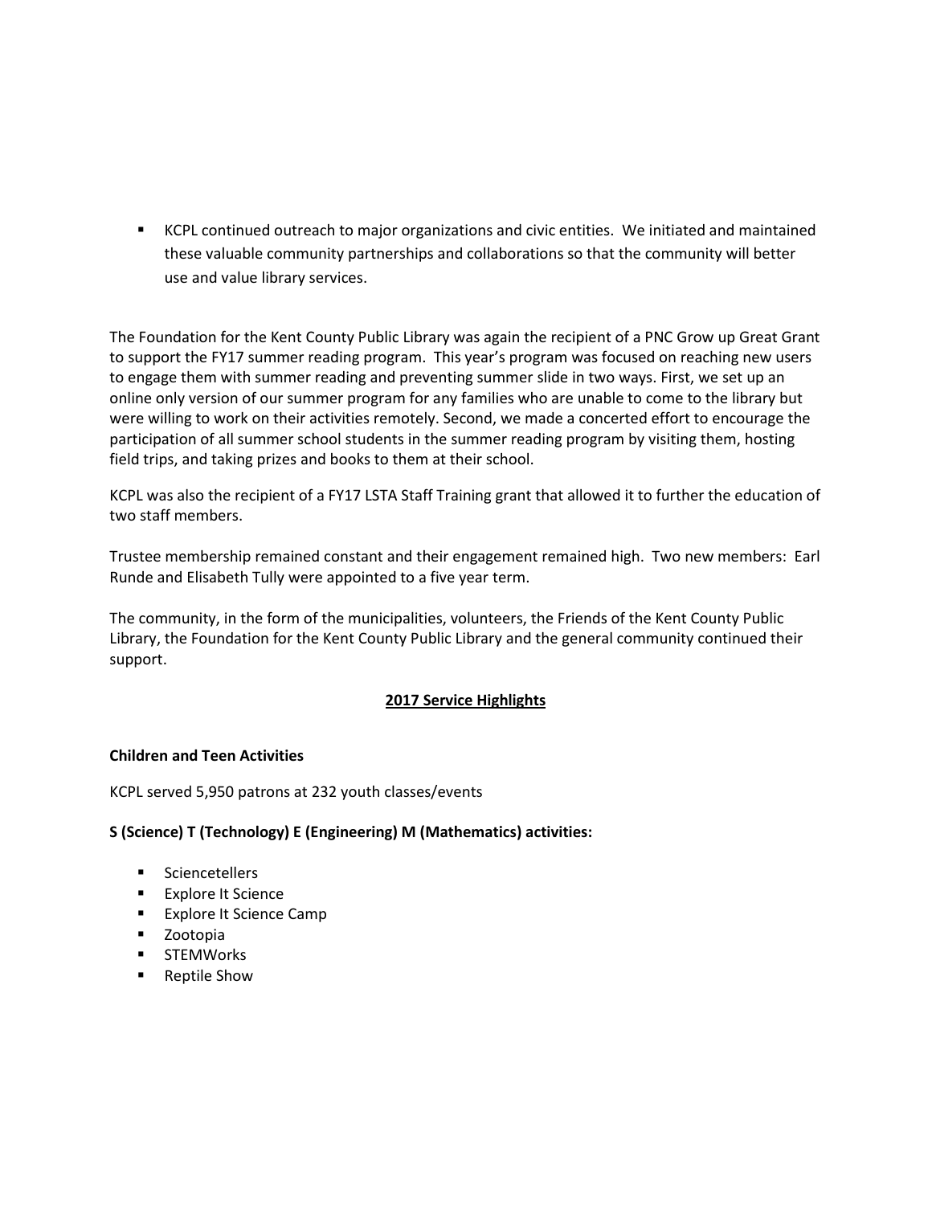- KCPL continued outreach to major organizations and civic entities. We initiated and maintained these valuable community partnerships and collaborations so that the community will better use and value library services.

The Foundation for the Kent County Public Library was again the recipient of a PNC Grow up Great Grant to support the FY17 summer reading program. This year's program was focused on reaching new users to engage them with summer reading and preventing summer slide in two ways. First, we set up an online only version of our summer program for any families who are unable to come to the library but were willing to work on their activities remotely. Second, we made a concerted effort to encourage the participation of all summer school students in the summer reading program by visiting them, hosting field trips, and taking prizes and books to them at their school.

KCPL was also the recipient of a FY17 LSTA Staff Training grant that allowed it to further the education of two staff members.

Trustee membership remained constant and their engagement remained high. Two new members: Earl Runde and Elisabeth Tully were appointed to a five year term.

The community, in the form of the municipalities, volunteers, the Friends of the Kent County Public Library, the Foundation for the Kent County Public Library and the general community continued their support.

## 2017 Service Highlights

**Children and Teen Activities**

KCPL served 5,950 patrons at 232 youth classes/events

**S (Science) T (Technology) E (Engineering) M (Mathematics) activities:**

- Sciencetellers
- Explore It Science
- Explore It Science Camp
- Zootopia
- STEMWorks
- Reptile Show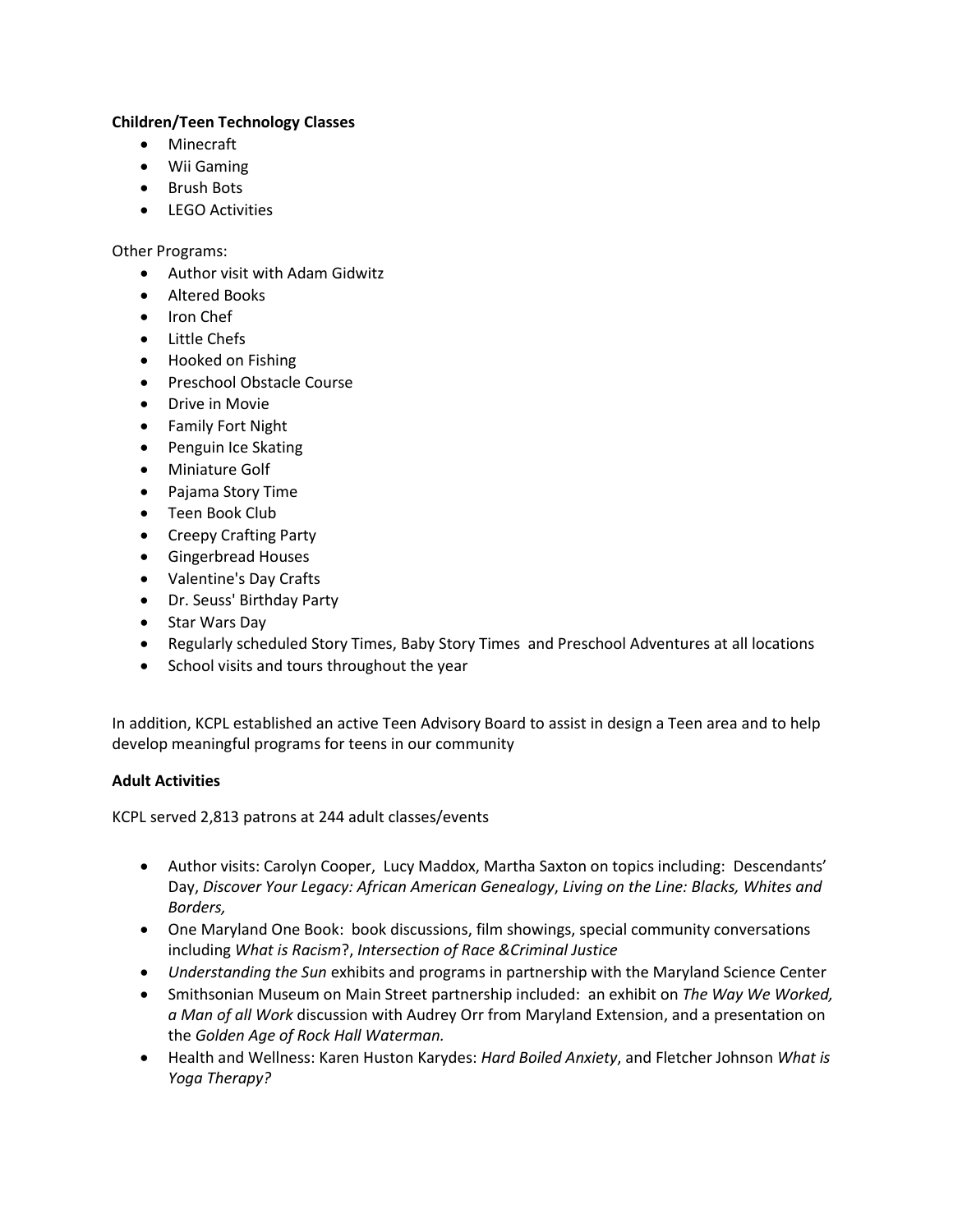**Children/Teen Technology Classes**

- Minecraft
- Wii Gaming
- Brush Bots
- LEGO Activities

Other Programs:

- Author visit with Adam Gidwitz
- Altered Books
- Iron Chef
- Little Chefs
- Hooked on Fishing
- Preschool Obstacle Course
- Drive in Movie
- Family Fort Night
- Penguin Ice Skating
- Miniature Golf
- Pajama Story Time
- Teen Book Club
- Creepy Crafting Party
- Gingerbread Houses
- Valentine's Day Crafts
- Dr. Seuss' Birthday Party
- Star Wars Day
- Regularly scheduled Story Times, Baby Story Times and Preschool Adventures at all locations
- School visits and tours throughout the year

In addition, KCPL established an active Teen Advisory Board to assist in design a Teen area and to help develop meaningful programs for teens in our community

**Adult Activities**

KCPL served 2,813 patrons at 244 adult classes/events

- Author visits: Carolyn Cooper, Lucy Maddox, Martha Saxton on topics including: Descendants' Day, *Discover Your Legacy: African American Genealogy*, *Living on the Line: Blacks, Whites and Borders,*
- One Maryland One Book: book discussions, film showings, special community conversations including *What is Racism*?, *Intersection of Race &Criminal Justice*
- *Understanding the Sun* exhibits and programs in partnership with the Maryland Science Center
- Smithsonian Museum on Main Street partnership included: an exhibit on *The Way We Worked, a Man of all Work* discussion with Audrey Orr from Maryland Extension, and a presentation on the *Golden Age of Rock Hall Waterman.*
- Health and Wellness: Karen Huston Karydes: *Hard Boiled Anxiety*, and Fletcher Johnson *What is Yoga Therapy?*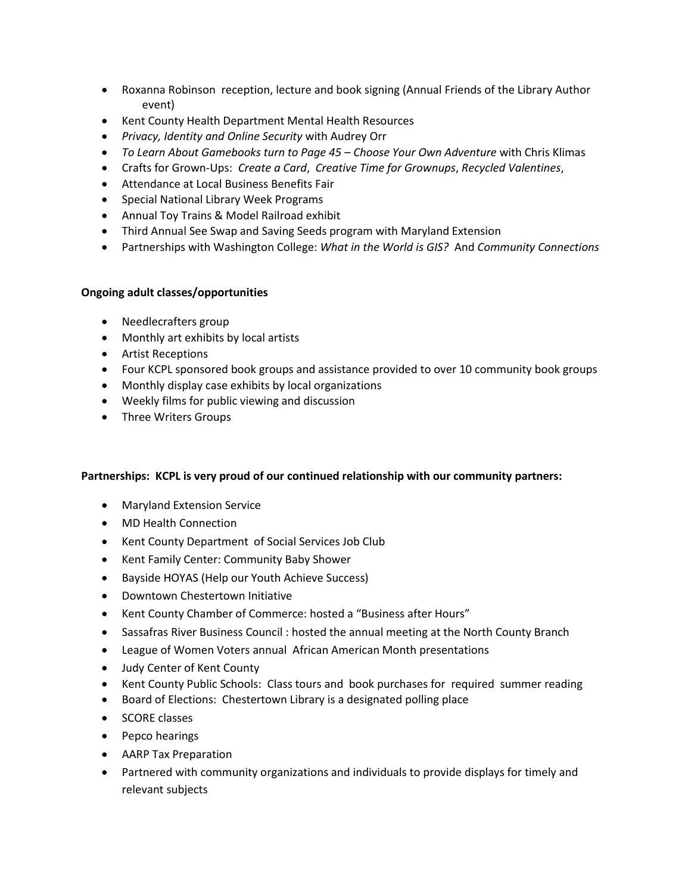- Roxanna Robinson reception, lecture and book signing (Annual Friends of the Library Author event)
- Kent County Health Department Mental Health Resources
- *Privacy, Identity and Online Security* with Audrey Orr
- *To Learn About Gamebooks turn to Page 45 – Choose Your Own Adventure* with Chris Klimas
- Crafts for Grown-Ups: *Create a Card*, *Creative Time for Grownups*, *Recycled Valentines*,
- Attendance at Local Business Benefits Fair
- Special National Library Week Programs
- Annual Toy Trains & Model Railroad exhibit
- Third Annual See Swap and Saving Seeds program with Maryland Extension
- Partnerships with Washington College: *What in the World is GIS?* And *Community Connections*

**Ongoing adult classes/opportunities**

- Needlecrafters group
- Monthly art exhibits by local artists
- Artist Receptions
- Four KCPL sponsored book groups and assistance provided to over 10 community book groups
- Monthly display case exhibits by local organizations
- Weekly films for public viewing and discussion
- Three Writers Groups

**Partnerships: KCPL is very proud of our continued relationship with our community partners:**

- Maryland Extension Service
- MD Health Connection
- Kent County Department of Social Services Job Club
- Kent Family Center: Community Baby Shower
- Bayside HOYAS (Help our Youth Achieve Success)
- Downtown Chestertown Initiative
- Kent County Chamber of Commerce: hosted a "Business after Hours"
- Sassafras River Business Council : hosted the annual meeting at the North County Branch
- League of Women Voters annual African American Month presentations
- Judy Center of Kent County
- Kent County Public Schools: Class tours and book purchases for required summer reading
- Board of Elections: Chestertown Library is a designated polling place
- SCORE classes
- Pepco hearings
- AARP Tax Preparation
- Partnered with community organizations and individuals to provide displays for timely and relevant subjects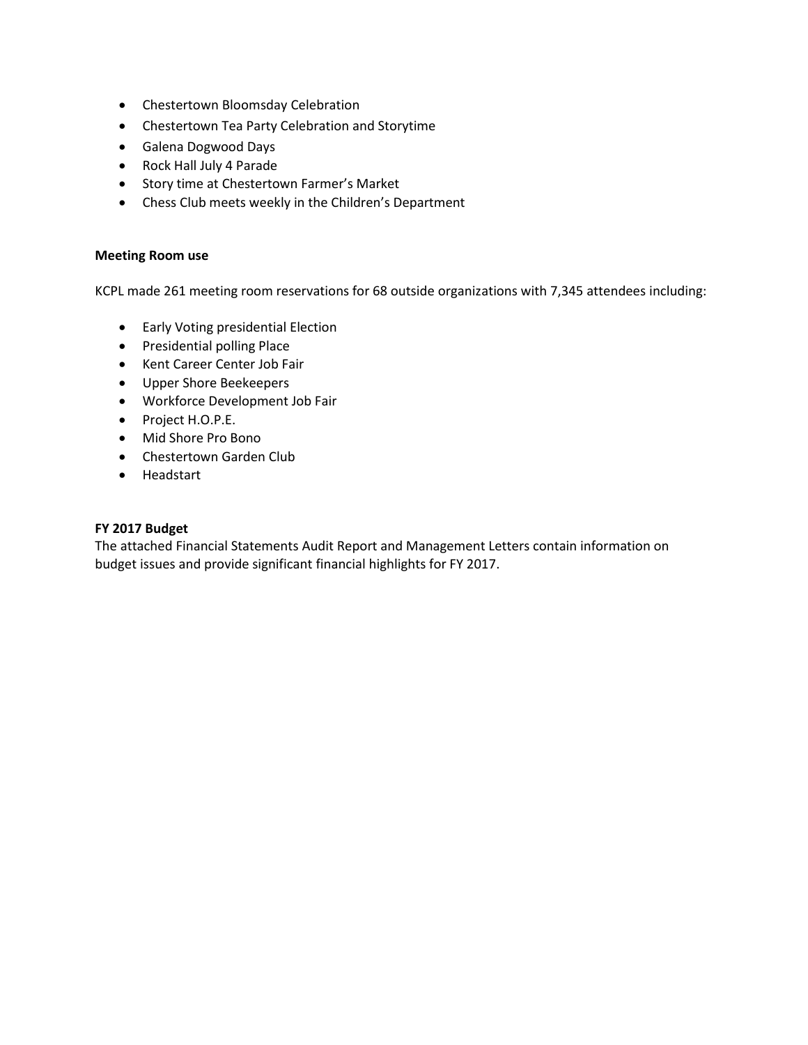- Chestertown Bloomsday Celebration
- Chestertown Tea Party Celebration and Storytime
- Galena Dogwood Days
- Rock Hall July 4 Parade
- Story time at Chestertown Farmer's Market
- Chess Club meets weekly in the Children's Department

**Meeting Room use**

KCPL made 261 meeting room reservations for 68 outside organizations with 7,345 attendees including:

- Early Voting presidential Election
- Presidential polling Place
- Kent Career Center Job Fair
- Upper Shore Beekeepers
- Workforce Development Job Fair
- Project H.O.P.E.
- Mid Shore Pro Bono
- Chestertown Garden Club
- Headstart

**FY 2017 Budget**

The attached Financial Statements Audit Report and Management Letters contain information on budget issues and provide significant financial highlights for FY 2017.